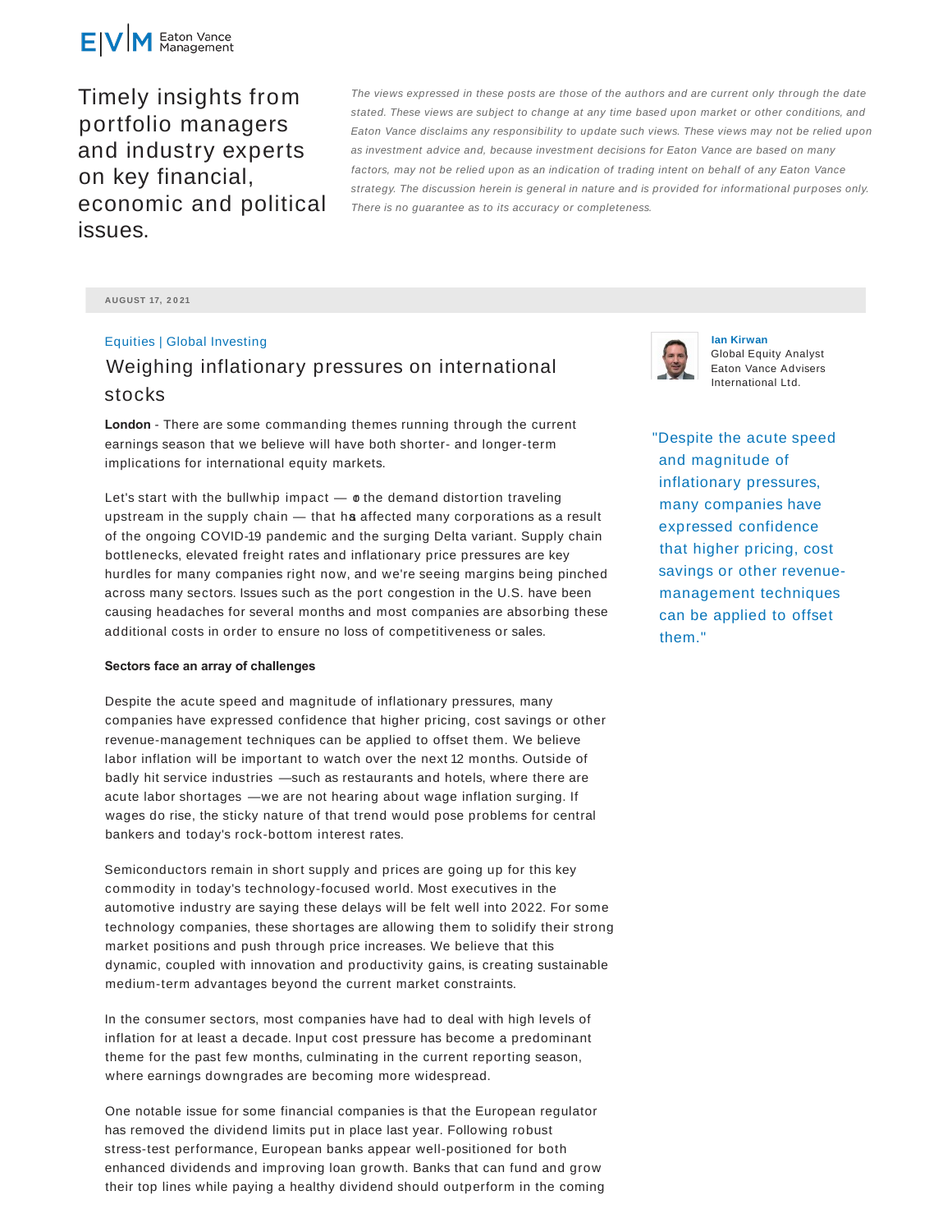Eaton Vance Management

Timely insights from portfolio managers and industry experts on key financial, economic and political issues.

*The views expressed in these posts are those of the authors and are current only through the date stated. These views are subject to change at any time based upon market or other conditions, and Eaton Vance disclaims any responsibility to update such views. These views may not be relied upon as investment advice and, because investment decisions for Eaton Vance are based on many factors, may not be relied upon as an indication of trading intent on behalf of any Eaton Vance strategy. The discussion herein is general in nature and is provided for informational purposes only. There is no guarantee as to its accuracy or completeness.*

AUGUST 17, 2021

Equities | Global Investing

# Weighing inflationary pressures on international stocks

**Ian Kirwan**
Global Equity Analyst
Eaton Vance Advisers International Ltd.

**London** - There are some commanding themes running through the current earnings season that we believe will have both shorter- and longer-term implications for international equity markets.

Let's start with the bullwhip impact — or the demand distortion traveling upstream in the supply chain — that has affected many corporations as a result of the ongoing COVID-19 pandemic and the surging Delta variant. Supply chain bottlenecks, elevated freight rates and inflationary price pressures are key hurdles for many companies right now, and we're seeing margins being pinched across many sectors. Issues such as the port congestion in the U.S. have been causing headaches for several months and most companies are absorbing these additional costs in order to ensure no loss of competitiveness or sales.

"Despite the acute speed and magnitude of inflationary pressures, many companies have expressed confidence that higher pricing, cost savings or other revenue-management techniques can be applied to offset them."

**Sectors face an array of challenges**

Despite the acute speed and magnitude of inflationary pressures, many companies have expressed confidence that higher pricing, cost savings or other revenue-management techniques can be applied to offset them. We believe labor inflation will be important to watch over the next 12 months. Outside of badly hit service industries —such as restaurants and hotels, where there are acute labor shortages —we are not hearing about wage inflation surging. If wages do rise, the sticky nature of that trend would pose problems for central bankers and today's rock-bottom interest rates.

Semiconductors remain in short supply and prices are going up for this key commodity in today's technology-focused world. Most executives in the automotive industry are saying these delays will be felt well into 2022. For some technology companies, these shortages are allowing them to solidify their strong market positions and push through price increases. We believe that this dynamic, coupled with innovation and productivity gains, is creating sustainable medium-term advantages beyond the current market constraints.

In the consumer sectors, most companies have had to deal with high levels of inflation for at least a decade. Input cost pressure has become a predominant theme for the past few months, culminating in the current reporting season, where earnings downgrades are becoming more widespread.

One notable issue for some financial companies is that the European regulator has removed the dividend limits put in place last year. Following robust stress-test performance, European banks appear well-positioned for both enhanced dividends and improving loan growth. Banks that can fund and grow their top lines while paying a healthy dividend should outperform in the coming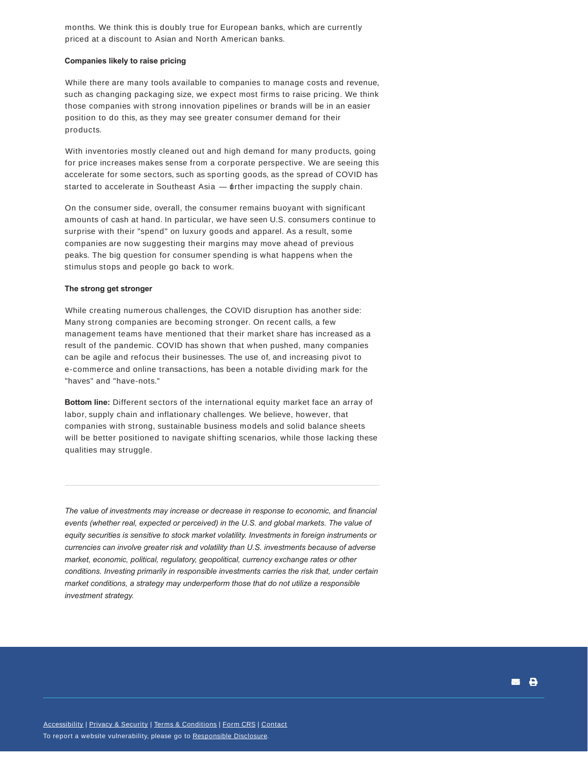months. We think this is doubly true for European banks, which are currently priced at a discount to Asian and North American banks.

**Companies likely to raise pricing**

While there are many tools available to companies to manage costs and revenue, such as changing packaging size, we expect most firms to raise pricing. We think those companies with strong innovation pipelines or brands will be in an easier position to do this, as they may see greater consumer demand for their products.

With inventories mostly cleaned out and high demand for many products, going for price increases makes sense from a corporate perspective. We are seeing this accelerate for some sectors, such as sporting goods, as the spread of COVID has started to accelerate in Southeast Asia — further impacting the supply chain.

On the consumer side, overall, the consumer remains buoyant with significant amounts of cash at hand. In particular, we have seen U.S. consumers continue to surprise with their "spend" on luxury goods and apparel. As a result, some companies are now suggesting their margins may move ahead of previous peaks. The big question for consumer spending is what happens when the stimulus stops and people go back to work.

**The strong get stronger**

While creating numerous challenges, the COVID disruption has another side: Many strong companies are becoming stronger. On recent calls, a few management teams have mentioned that their market share has increased as a result of the pandemic. COVID has shown that when pushed, many companies can be agile and refocus their businesses. The use of, and increasing pivot to e-commerce and online transactions, has been a notable dividing mark for the "haves" and "have-nots."

**Bottom line:** Different sectors of the international equity market face an array of labor, supply chain and inflationary challenges. We believe, however, that companies with strong, sustainable business models and solid balance sheets will be better positioned to navigate shifting scenarios, while those lacking these qualities may struggle.

---

*The value of investments may increase or decrease in response to economic, and financial events (whether real, expected or perceived) in the U.S. and global markets. The value of equity securities is sensitive to stock market volatility. Investments in foreign instruments or currencies can involve greater risk and volatility than U.S. investments because of adverse market, economic, political, regulatory, geopolitical, currency exchange rates or other conditions. Investing primarily in responsible investments carries the risk that, under certain market conditions, a strategy may underperform those that do not utilize a responsible investment strategy.*

Accessibility | Privacy & Security | Terms & Conditions | Form CRS | Contact

To report a website vulnerability, please go to Responsible Disclosure.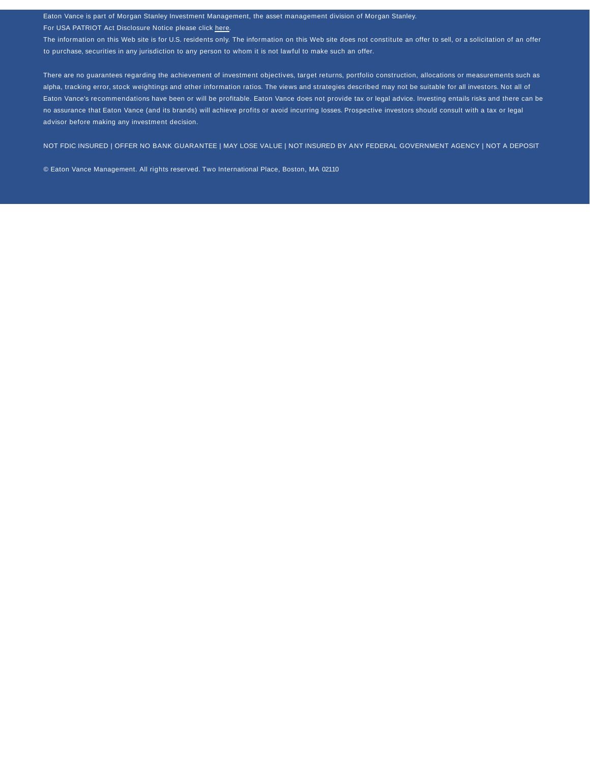Eaton Vance is part of Morgan Stanley Investment Management, the asset management division of Morgan Stanley.

For USA PATRIOT Act Disclosure Notice please click here.

The information on this Web site is for U.S. residents only. The information on this Web site does not constitute an offer to sell, or a solicitation of an offer to purchase, securities in any jurisdiction to any person to whom it is not lawful to make such an offer.

There are no guarantees regarding the achievement of investment objectives, target returns, portfolio construction, allocations or measurements such as alpha, tracking error, stock weightings and other information ratios. The views and strategies described may not be suitable for all investors. Not all of Eaton Vance's recommendations have been or will be profitable. Eaton Vance does not provide tax or legal advice. Investing entails risks and there can be no assurance that Eaton Vance (and its brands) will achieve profits or avoid incurring losses. Prospective investors should consult with a tax or legal advisor before making any investment decision.

NOT FDIC INSURED | OFFER NO BANK GUARANTEE | MAY LOSE VALUE | NOT INSURED BY ANY FEDERAL GOVERNMENT AGENCY | NOT A DEPOSIT

© Eaton Vance Management. All rights reserved. Two International Place, Boston, MA 02110